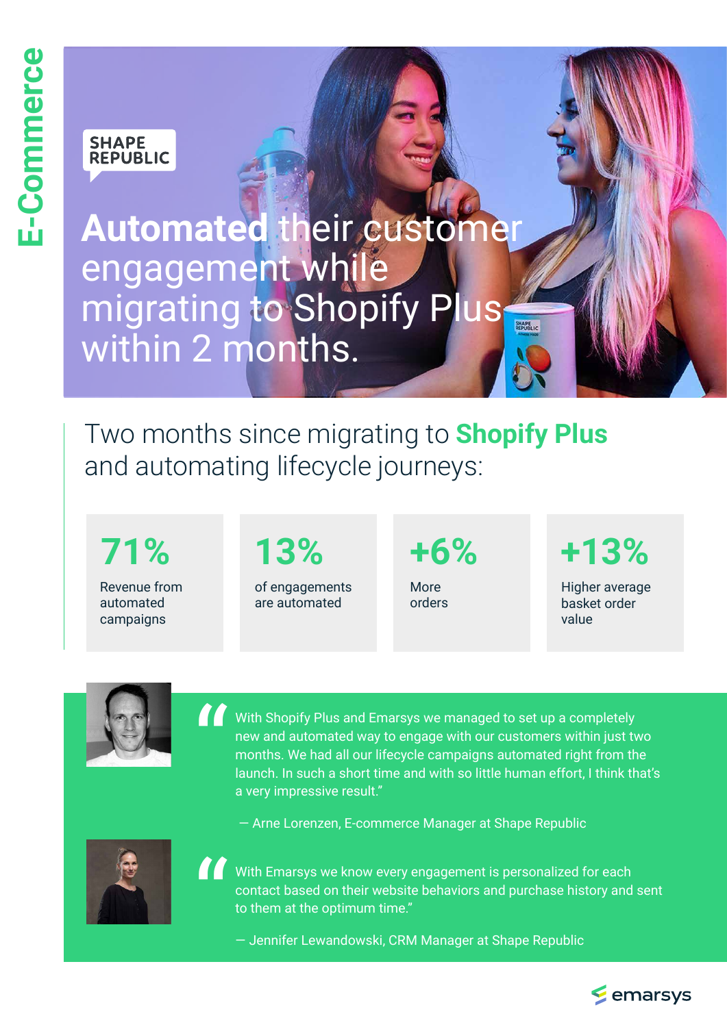E-Commerce

SHAPE REPUBLIC

# Automated their customer engagement while migrating to Shopify Plus within 2 months.

## Two months since migrating to **Shopify Plus** and automating lifecycle journeys:

**71%**
Revenue from automated campaigns

**13%**
of engagements are automated

**+6%**
More orders

**+13%**
Higher average basket order value

"With Shopify Plus and Emarsys we managed to set up a completely new and automated way to engage with our customers within just two months. We had all our lifecycle campaigns automated right from the launch. In such a short time and with so little human effort, I think that's a very impressive result."

— Arne Lorenzen, E-commerce Manager at Shape Republic

"With Emarsys we know every engagement is personalized for each contact based on their website behaviors and purchase history and sent to them at the optimum time."

— Jennifer Lewandowski, CRM Manager at Shape Republic

emarsys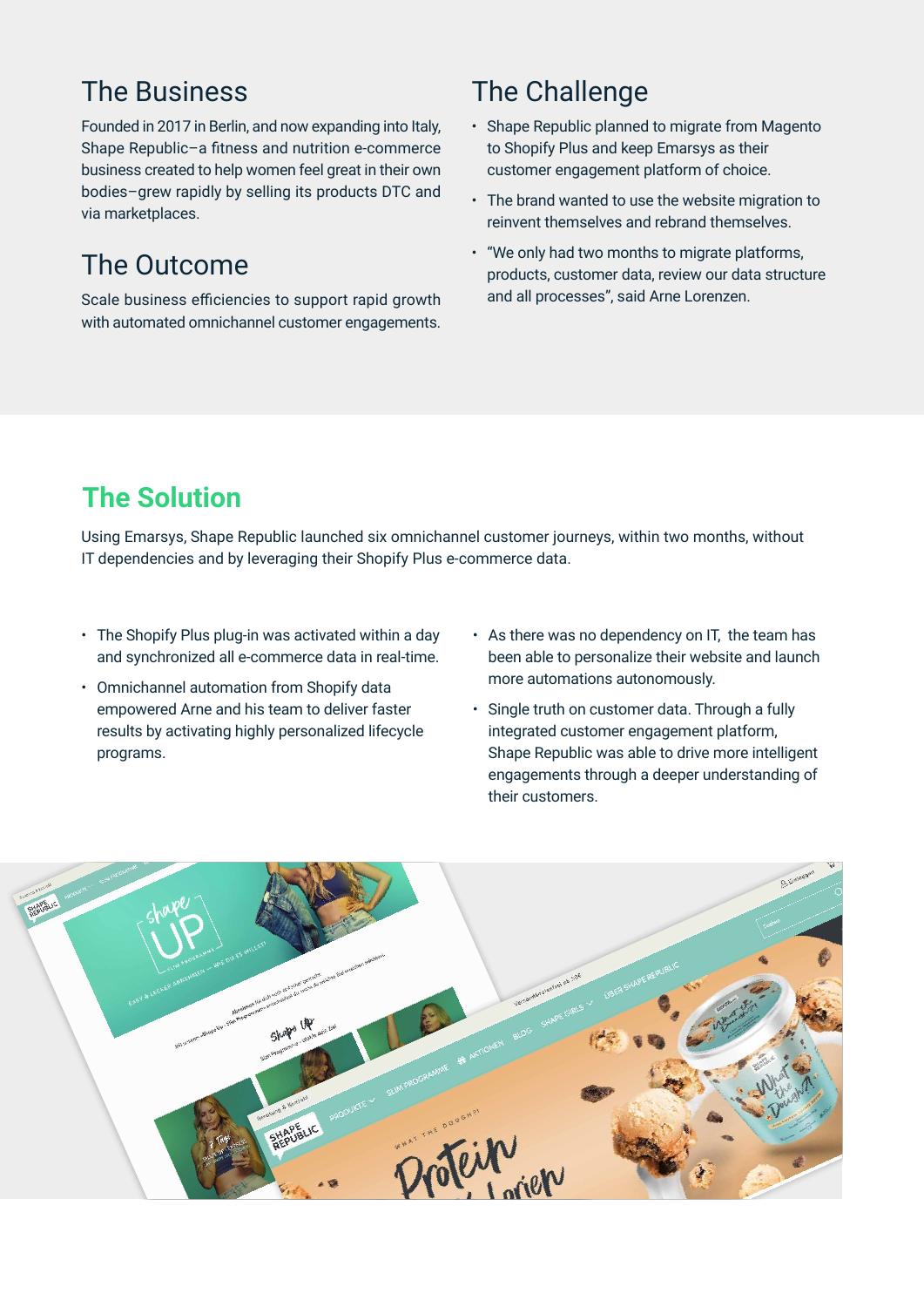## The Business

Founded in 2017 in Berlin, and now expanding into Italy, Shape Republic–a fitness and nutrition e-commerce business created to help women feel great in their own bodies–grew rapidly by selling its products DTC and via marketplaces.

## The Outcome

Scale business efficiencies to support rapid growth with automated omnichannel customer engagements.

## The Challenge

- Shape Republic planned to migrate from Magento to Shopify Plus and keep Emarsys as their customer engagement platform of choice.
- The brand wanted to use the website migration to reinvent themselves and rebrand themselves.
- "We only had two months to migrate platforms, products, customer data, review our data structure and all processes", said Arne Lorenzen.

## The Solution

Using Emarsys, Shape Republic launched six omnichannel customer journeys, within two months, without IT dependencies and by leveraging their Shopify Plus e-commerce data.

- The Shopify Plus plug-in was activated within a day and synchronized all e-commerce data in real-time.
- Omnichannel automation from Shopify data empowered Arne and his team to deliver faster results by activating highly personalized lifecycle programs.
- As there was no dependency on IT, the team has been able to personalize their website and launch more automations autonomously.
- Single truth on customer data. Through a fully integrated customer engagement platform, Shape Republic was able to drive more intelligent engagements through a deeper understanding of their customers.